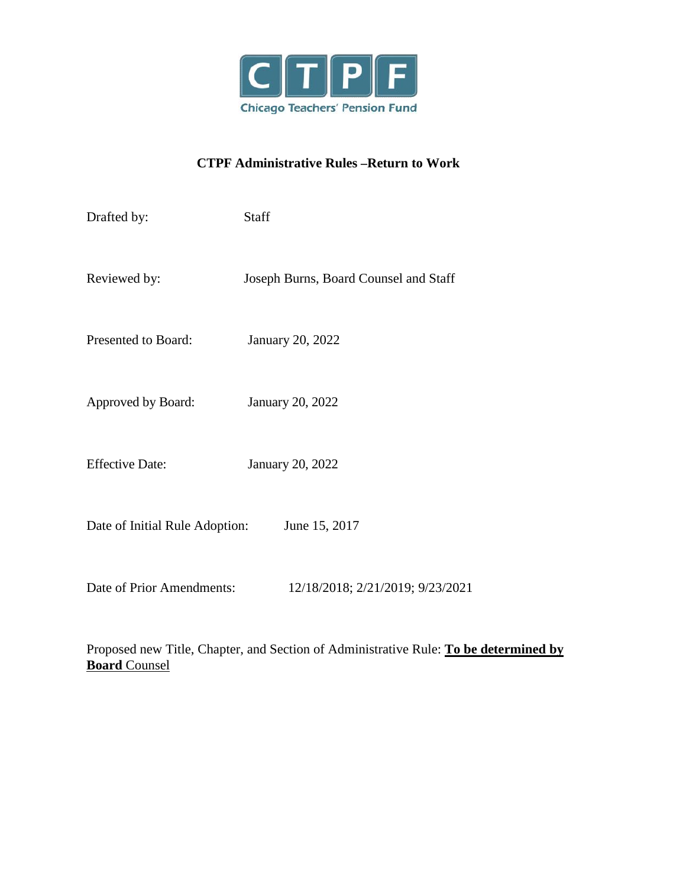CTPF

Chicago Teachers' Pension Fund

**CTPF Administrative Rules –Return to Work**

Drafted by: Staff

Reviewed by: Joseph Burns, Board Counsel and Staff

Presented to Board: January 20, 2022

Approved by Board: January 20, 2022

Effective Date: January 20, 2022

Date of Initial Rule Adoption: June 15, 2017

Date of Prior Amendments: 12/18/2018; 2/21/2019; 9/23/2021

Proposed new Title, Chapter, and Section of Administrative Rule: **To be determined by Board** Counsel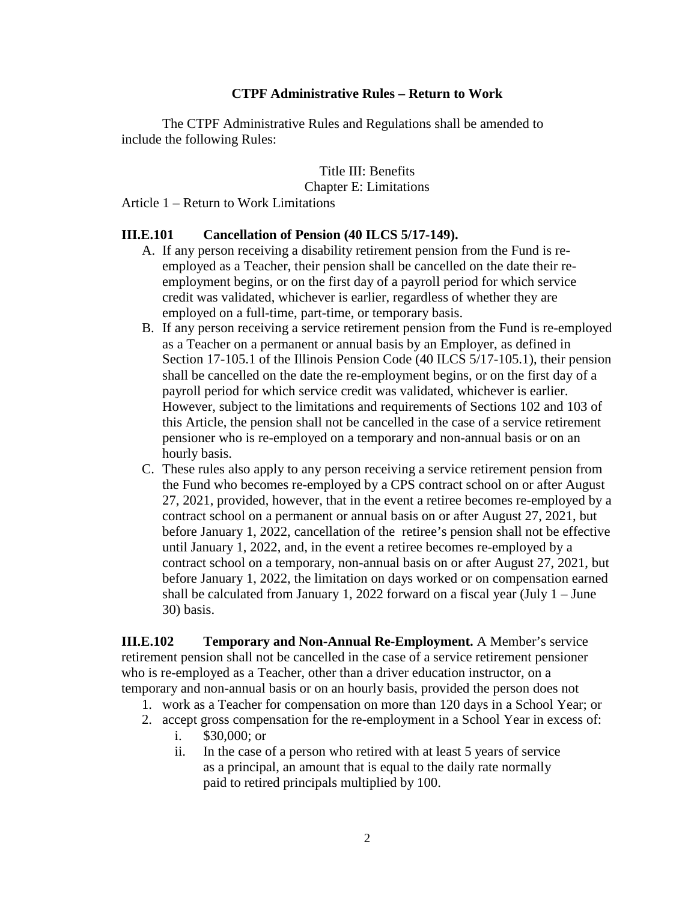## CTPF Administrative Rules – Return to Work

The CTPF Administrative Rules and Regulations shall be amended to include the following Rules:

Title III: Benefits
Chapter E: Limitations

Article 1 – Return to Work Limitations

**III.E.101 Cancellation of Pension (40 ILCS 5/17-149).**

A. If any person receiving a disability retirement pension from the Fund is re-employed as a Teacher, their pension shall be cancelled on the date their re-employment begins, or on the first day of a payroll period for which service credit was validated, whichever is earlier, regardless of whether they are employed on a full-time, part-time, or temporary basis.

B. If any person receiving a service retirement pension from the Fund is re-employed as a Teacher on a permanent or annual basis by an Employer, as defined in Section 17-105.1 of the Illinois Pension Code (40 ILCS 5/17-105.1), their pension shall be cancelled on the date the re-employment begins, or on the first day of a payroll period for which service credit was validated, whichever is earlier. However, subject to the limitations and requirements of Sections 102 and 103 of this Article, the pension shall not be cancelled in the case of a service retirement pensioner who is re-employed on a temporary and non-annual basis or on an hourly basis.

C. These rules also apply to any person receiving a service retirement pension from the Fund who becomes re-employed by a CPS contract school on or after August 27, 2021, provided, however, that in the event a retiree becomes re-employed by a contract school on a permanent or annual basis on or after August 27, 2021, but before January 1, 2022, cancellation of the retiree's pension shall not be effective until January 1, 2022, and, in the event a retiree becomes re-employed by a contract school on a temporary, non-annual basis on or after August 27, 2021, but before January 1, 2022, the limitation on days worked or on compensation earned shall be calculated from January 1, 2022 forward on a fiscal year (July 1 – June 30) basis.

**III.E.102 Temporary and Non-Annual Re-Employment.** A Member's service retirement pension shall not be cancelled in the case of a service retirement pensioner who is re-employed as a Teacher, other than a driver education instructor, on a temporary and non-annual basis or on an hourly basis, provided the person does not

1. work as a Teacher for compensation on more than 120 days in a School Year; or
2. accept gross compensation for the re-employment in a School Year in excess of:
   i. $30,000; or
   ii. In the case of a person who retired with at least 5 years of service as a principal, an amount that is equal to the daily rate normally paid to retired principals multiplied by 100.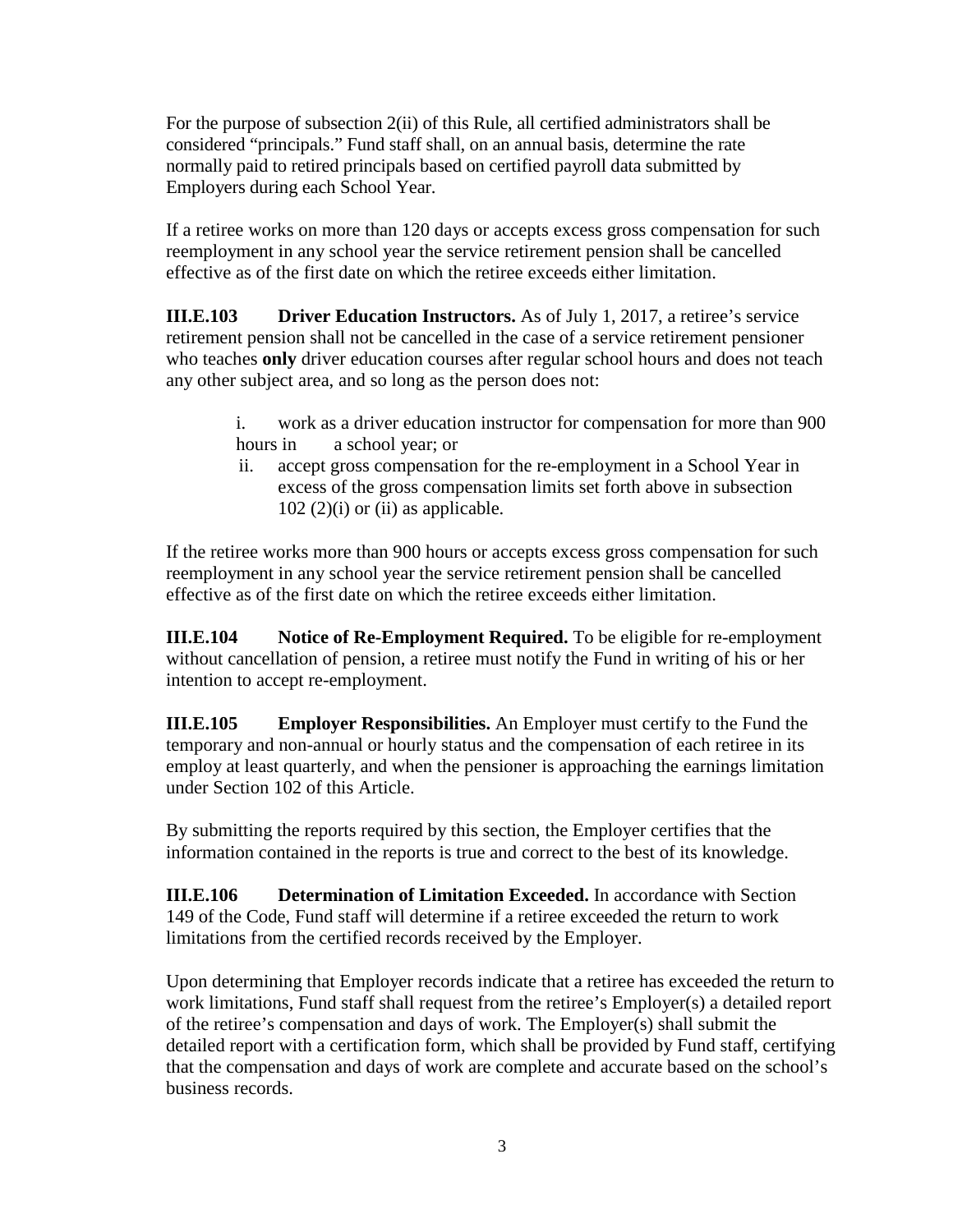For the purpose of subsection 2(ii) of this Rule, all certified administrators shall be considered "principals." Fund staff shall, on an annual basis, determine the rate normally paid to retired principals based on certified payroll data submitted by Employers during each School Year.

If a retiree works on more than 120 days or accepts excess gross compensation for such reemployment in any school year the service retirement pension shall be cancelled effective as of the first date on which the retiree exceeds either limitation.

**III.E.103 Driver Education Instructors.** As of July 1, 2017, a retiree's service retirement pension shall not be cancelled in the case of a service retirement pensioner who teaches **only** driver education courses after regular school hours and does not teach any other subject area, and so long as the person does not:

i. work as a driver education instructor for compensation for more than 900 hours in a school year; or

ii. accept gross compensation for the re-employment in a School Year in excess of the gross compensation limits set forth above in subsection 102 (2)(i) or (ii) as applicable.

If the retiree works more than 900 hours or accepts excess gross compensation for such reemployment in any school year the service retirement pension shall be cancelled effective as of the first date on which the retiree exceeds either limitation.

**III.E.104 Notice of Re-Employment Required.** To be eligible for re-employment without cancellation of pension, a retiree must notify the Fund in writing of his or her intention to accept re-employment.

**III.E.105 Employer Responsibilities.** An Employer must certify to the Fund the temporary and non-annual or hourly status and the compensation of each retiree in its employ at least quarterly, and when the pensioner is approaching the earnings limitation under Section 102 of this Article.

By submitting the reports required by this section, the Employer certifies that the information contained in the reports is true and correct to the best of its knowledge.

**III.E.106 Determination of Limitation Exceeded.** In accordance with Section 149 of the Code, Fund staff will determine if a retiree exceeded the return to work limitations from the certified records received by the Employer.

Upon determining that Employer records indicate that a retiree has exceeded the return to work limitations, Fund staff shall request from the retiree's Employer(s) a detailed report of the retiree's compensation and days of work. The Employer(s) shall submit the detailed report with a certification form, which shall be provided by Fund staff, certifying that the compensation and days of work are complete and accurate based on the school's business records.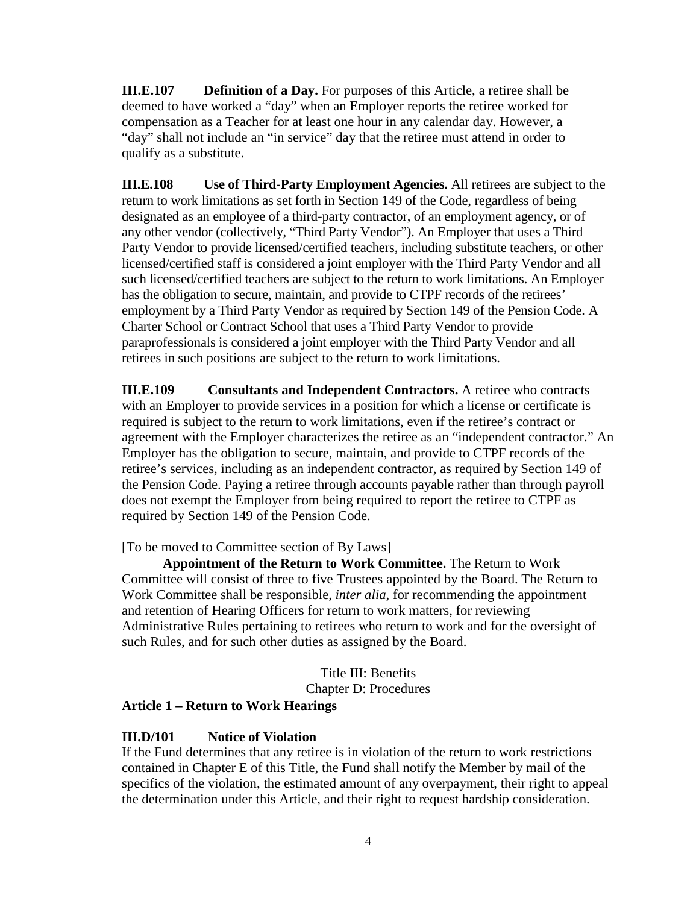**III.E.107 Definition of a Day.** For purposes of this Article, a retiree shall be deemed to have worked a "day" when an Employer reports the retiree worked for compensation as a Teacher for at least one hour in any calendar day. However, a "day" shall not include an "in service" day that the retiree must attend in order to qualify as a substitute.

**III.E.108 Use of Third-Party Employment Agencies.** All retirees are subject to the return to work limitations as set forth in Section 149 of the Code, regardless of being designated as an employee of a third-party contractor, of an employment agency, or of any other vendor (collectively, "Third Party Vendor"). An Employer that uses a Third Party Vendor to provide licensed/certified teachers, including substitute teachers, or other licensed/certified staff is considered a joint employer with the Third Party Vendor and all such licensed/certified teachers are subject to the return to work limitations. An Employer has the obligation to secure, maintain, and provide to CTPF records of the retirees' employment by a Third Party Vendor as required by Section 149 of the Pension Code. A Charter School or Contract School that uses a Third Party Vendor to provide paraprofessionals is considered a joint employer with the Third Party Vendor and all retirees in such positions are subject to the return to work limitations.

**III.E.109 Consultants and Independent Contractors.** A retiree who contracts with an Employer to provide services in a position for which a license or certificate is required is subject to the return to work limitations, even if the retiree's contract or agreement with the Employer characterizes the retiree as an "independent contractor." An Employer has the obligation to secure, maintain, and provide to CTPF records of the retiree's services, including as an independent contractor, as required by Section 149 of the Pension Code. Paying a retiree through accounts payable rather than through payroll does not exempt the Employer from being required to report the retiree to CTPF as required by Section 149 of the Pension Code.

[To be moved to Committee section of By Laws]

**Appointment of the Return to Work Committee.** The Return to Work Committee will consist of three to five Trustees appointed by the Board. The Return to Work Committee shall be responsible, *inter alia*, for recommending the appointment and retention of Hearing Officers for return to work matters, for reviewing Administrative Rules pertaining to retirees who return to work and for the oversight of such Rules, and for such other duties as assigned by the Board.

Title III: Benefits
Chapter D: Procedures

## Article 1 – Return to Work Hearings

### III.D/101 Notice of Violation

If the Fund determines that any retiree is in violation of the return to work restrictions contained in Chapter E of this Title, the Fund shall notify the Member by mail of the specifics of the violation, the estimated amount of any overpayment, their right to appeal the determination under this Article, and their right to request hardship consideration.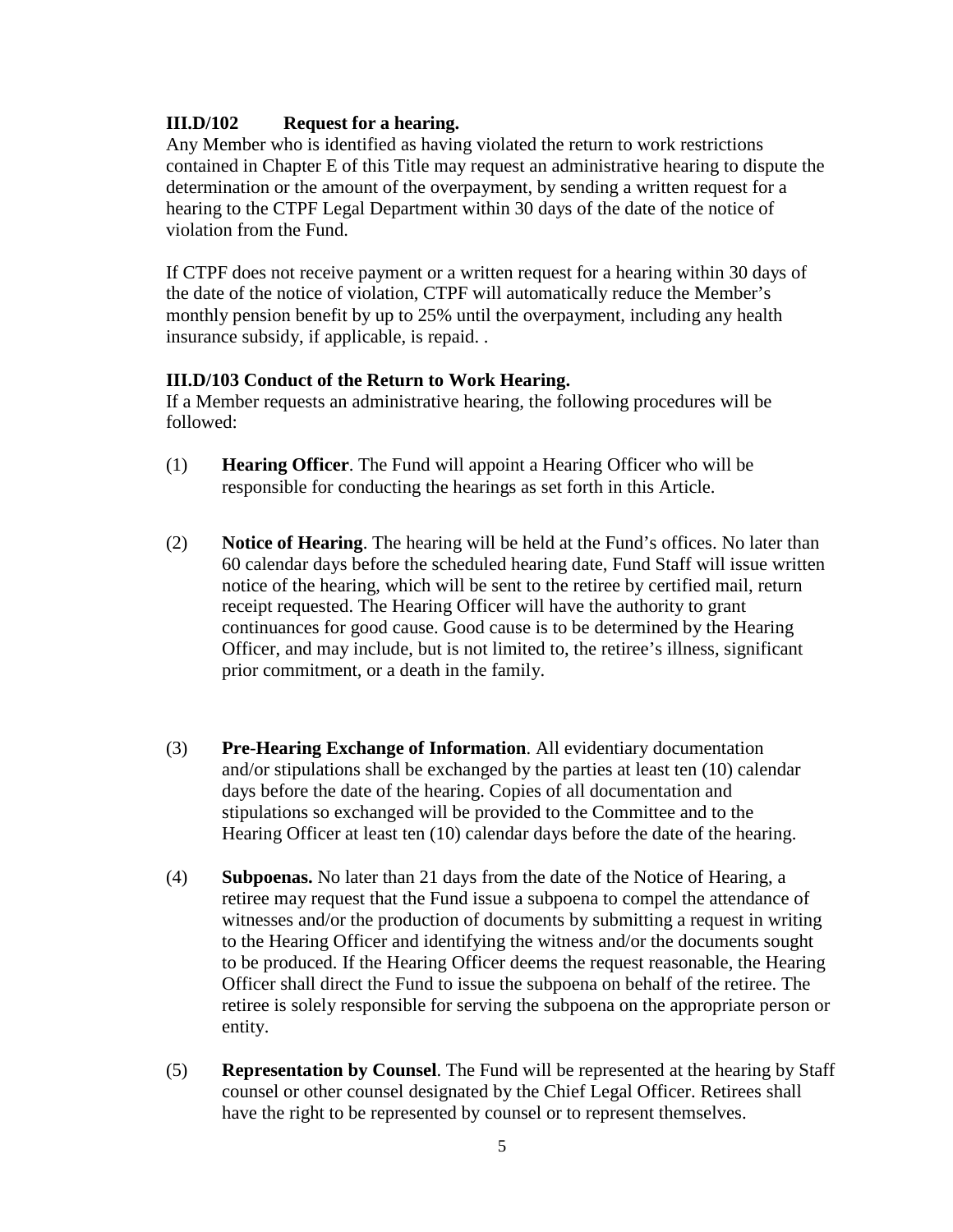**III.D/102 Request for a hearing.**

Any Member who is identified as having violated the return to work restrictions contained in Chapter E of this Title may request an administrative hearing to dispute the determination or the amount of the overpayment, by sending a written request for a hearing to the CTPF Legal Department within 30 days of the date of the notice of violation from the Fund.

If CTPF does not receive payment or a written request for a hearing within 30 days of the date of the notice of violation, CTPF will automatically reduce the Member's monthly pension benefit by up to 25% until the overpayment, including any health insurance subsidy, if applicable, is repaid. .

**III.D/103 Conduct of the Return to Work Hearing.**

If a Member requests an administrative hearing, the following procedures will be followed:

(1) **Hearing Officer**. The Fund will appoint a Hearing Officer who will be responsible for conducting the hearings as set forth in this Article.

(2) **Notice of Hearing**. The hearing will be held at the Fund's offices. No later than 60 calendar days before the scheduled hearing date, Fund Staff will issue written notice of the hearing, which will be sent to the retiree by certified mail, return receipt requested. The Hearing Officer will have the authority to grant continuances for good cause. Good cause is to be determined by the Hearing Officer, and may include, but is not limited to, the retiree's illness, significant prior commitment, or a death in the family.

(3) **Pre-Hearing Exchange of Information**. All evidentiary documentation and/or stipulations shall be exchanged by the parties at least ten (10) calendar days before the date of the hearing. Copies of all documentation and stipulations so exchanged will be provided to the Committee and to the Hearing Officer at least ten (10) calendar days before the date of the hearing.

(4) **Subpoenas.** No later than 21 days from the date of the Notice of Hearing, a retiree may request that the Fund issue a subpoena to compel the attendance of witnesses and/or the production of documents by submitting a request in writing to the Hearing Officer and identifying the witness and/or the documents sought to be produced. If the Hearing Officer deems the request reasonable, the Hearing Officer shall direct the Fund to issue the subpoena on behalf of the retiree. The retiree is solely responsible for serving the subpoena on the appropriate person or entity.

(5) **Representation by Counsel**. The Fund will be represented at the hearing by Staff counsel or other counsel designated by the Chief Legal Officer. Retirees shall have the right to be represented by counsel or to represent themselves.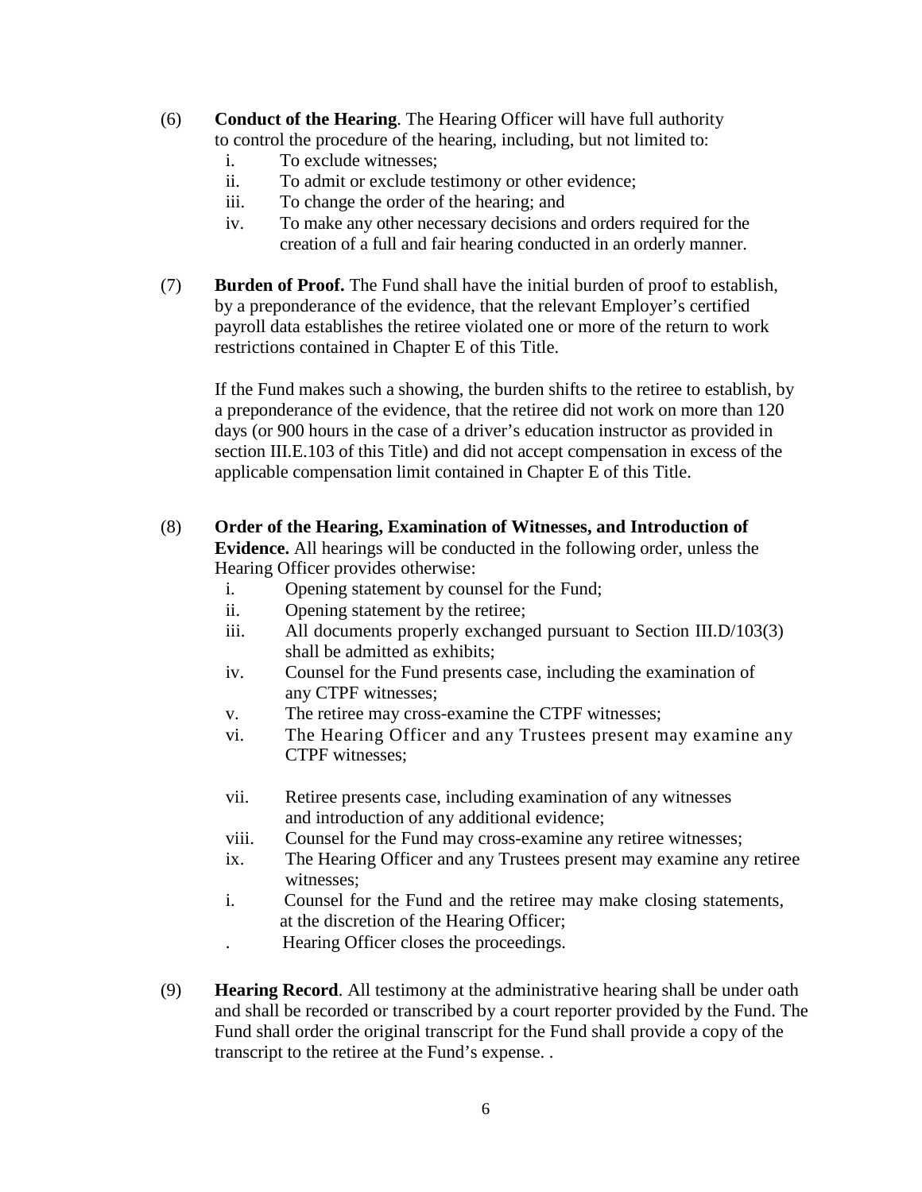(6) **Conduct of the Hearing**. The Hearing Officer will have full authority to control the procedure of the hearing, including, but not limited to:

   i. To exclude witnesses;
   ii. To admit or exclude testimony or other evidence;
   iii. To change the order of the hearing; and
   iv. To make any other necessary decisions and orders required for the creation of a full and fair hearing conducted in an orderly manner.

(7) **Burden of Proof.** The Fund shall have the initial burden of proof to establish, by a preponderance of the evidence, that the relevant Employer's certified payroll data establishes the retiree violated one or more of the return to work restrictions contained in Chapter E of this Title.

If the Fund makes such a showing, the burden shifts to the retiree to establish, by a preponderance of the evidence, that the retiree did not work on more than 120 days (or 900 hours in the case of a driver's education instructor as provided in section III.E.103 of this Title) and did not accept compensation in excess of the applicable compensation limit contained in Chapter E of this Title.

(8) **Order of the Hearing, Examination of Witnesses, and Introduction of Evidence.** All hearings will be conducted in the following order, unless the Hearing Officer provides otherwise:

   i. Opening statement by counsel for the Fund;
   ii. Opening statement by the retiree;
   iii. All documents properly exchanged pursuant to Section III.D/103(3) shall be admitted as exhibits;
   iv. Counsel for the Fund presents case, including the examination of any CTPF witnesses;
   v. The retiree may cross-examine the CTPF witnesses;
   vi. The Hearing Officer and any Trustees present may examine any CTPF witnesses;
   vii. Retiree presents case, including examination of any witnesses and introduction of any additional evidence;
   viii. Counsel for the Fund may cross-examine any retiree witnesses;
   ix. The Hearing Officer and any Trustees present may examine any retiree witnesses;
   i. Counsel for the Fund and the retiree may make closing statements, at the discretion of the Hearing Officer;
   . Hearing Officer closes the proceedings.

(9) **Hearing Record**. All testimony at the administrative hearing shall be under oath and shall be recorded or transcribed by a court reporter provided by the Fund. The Fund shall order the original transcript for the Fund shall provide a copy of the transcript to the retiree at the Fund's expense. .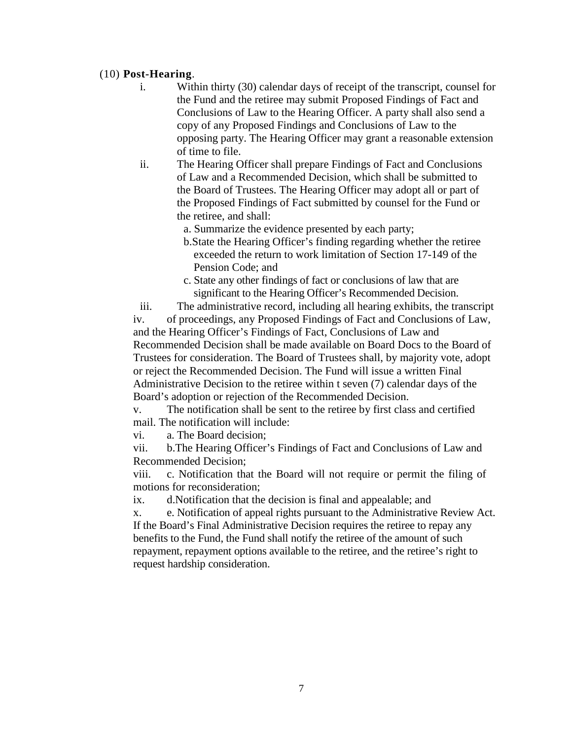(10) **Post-Hearing**.

i. Within thirty (30) calendar days of receipt of the transcript, counsel for the Fund and the retiree may submit Proposed Findings of Fact and Conclusions of Law to the Hearing Officer. A party shall also send a copy of any Proposed Findings and Conclusions of Law to the opposing party. The Hearing Officer may grant a reasonable extension of time to file.

ii. The Hearing Officer shall prepare Findings of Fact and Conclusions of Law and a Recommended Decision, which shall be submitted to the Board of Trustees. The Hearing Officer may adopt all or part of the Proposed Findings of Fact submitted by counsel for the Fund or the retiree, and shall:

a. Summarize the evidence presented by each party;

b.State the Hearing Officer's finding regarding whether the retiree exceeded the return to work limitation of Section 17-149 of the Pension Code; and

c. State any other findings of fact or conclusions of law that are significant to the Hearing Officer's Recommended Decision.

iii. The administrative record, including all hearing exhibits, the transcript

iv. of proceedings, any Proposed Findings of Fact and Conclusions of Law, and the Hearing Officer's Findings of Fact, Conclusions of Law and Recommended Decision shall be made available on Board Docs to the Board of Trustees for consideration. The Board of Trustees shall, by majority vote, adopt or reject the Recommended Decision. The Fund will issue a written Final Administrative Decision to the retiree within t seven (7) calendar days of the Board's adoption or rejection of the Recommended Decision.

v. The notification shall be sent to the retiree by first class and certified mail. The notification will include:

vi. a. The Board decision;

vii. b.The Hearing Officer's Findings of Fact and Conclusions of Law and Recommended Decision;

viii. c. Notification that the Board will not require or permit the filing of motions for reconsideration;

ix. d.Notification that the decision is final and appealable; and

x. e. Notification of appeal rights pursuant to the Administrative Review Act.

If the Board's Final Administrative Decision requires the retiree to repay any benefits to the Fund, the Fund shall notify the retiree of the amount of such repayment, repayment options available to the retiree, and the retiree's right to request hardship consideration.